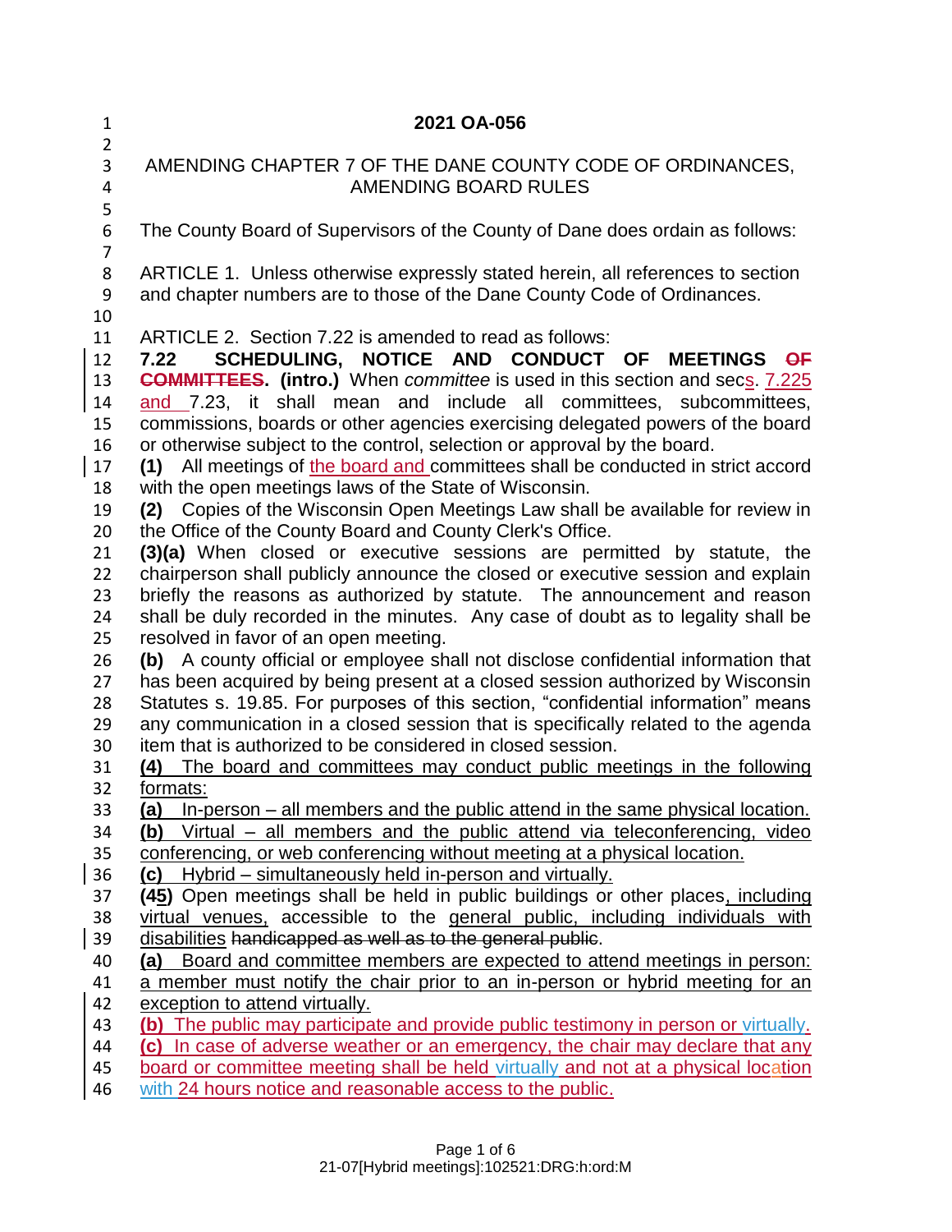# 2021 OA-056

## AMENDING CHAPTER 7 OF THE DANE COUNTY CODE OF ORDINANCES, AMENDING BOARD RULES

The County Board of Supervisors of the County of Dane does ordain as follows:

ARTICLE 1. Unless otherwise expressly stated herein, all references to section and chapter numbers are to those of the Dane County Code of Ordinances.

ARTICLE 2. Section 7.22 is amended to read as follows:

**7.22 SCHEDULING, NOTICE AND CONDUCT OF MEETINGS ~~OF COMMITTEES~~. (intro.)** When *committee* is used in this section and secs. 7.225 and 7.23, it shall mean and include all committees, subcommittees, commissions, boards or other agencies exercising delegated powers of the board or otherwise subject to the control, selection or approval by the board.

**(1)** All meetings of the board and committees shall be conducted in strict accord with the open meetings laws of the State of Wisconsin.

**(2)** Copies of the Wisconsin Open Meetings Law shall be available for review in the Office of the County Board and County Clerk's Office.

**(3)(a)** When closed or executive sessions are permitted by statute, the chairperson shall publicly announce the closed or executive session and explain briefly the reasons as authorized by statute. The announcement and reason shall be duly recorded in the minutes. Any case of doubt as to legality shall be resolved in favor of an open meeting.

**(b)** A county official or employee shall not disclose confidential information that has been acquired by being present at a closed session authorized by Wisconsin Statutes s. 19.85. For purposes of this section, "confidential information" means any communication in a closed session that is specifically related to the agenda item that is authorized to be considered in closed session.

**(4)** The board and committees may conduct public meetings in the following formats:

**(a)** In-person – all members and the public attend in the same physical location.

**(b)** Virtual – all members and the public attend via teleconferencing, video conferencing, or web conferencing without meeting at a physical location.

**(c)** Hybrid – simultaneously held in-person and virtually.

**(~~4~~5)** Open meetings shall be held in public buildings or other places, including virtual venues, accessible to the general public, including individuals with disabilities ~~handicapped as well as to the general public~~.

**(a)** Board and committee members are expected to attend meetings in person: a member must notify the chair prior to an in-person or hybrid meeting for an exception to attend virtually.

**(b)** The public may participate and provide public testimony in person or virtually.

**(c)** In case of adverse weather or an emergency, the chair may declare that any board or committee meeting shall be held virtually and not at a physical location with 24 hours notice and reasonable access to the public.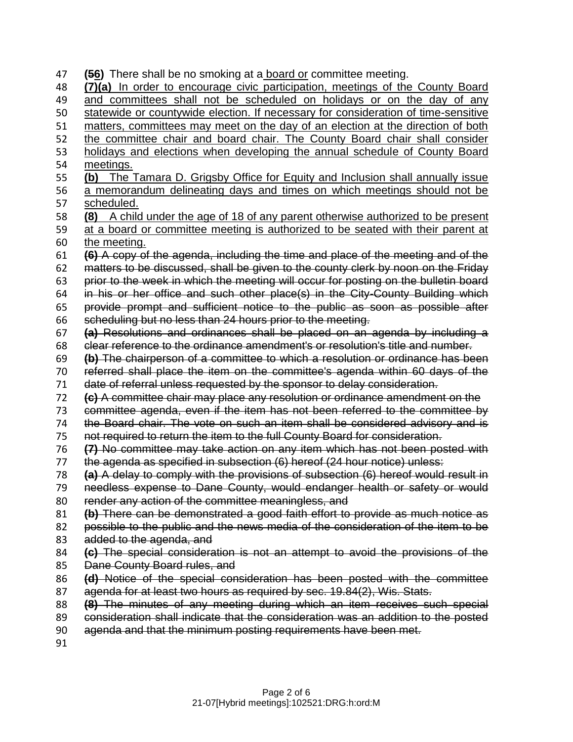**(~~5~~6)** There shall be no smoking at a <u>board or</u> committee meeting.

<u>**(7)(a)** In order to encourage civic participation, meetings of the County Board and committees shall not be scheduled on holidays or on the day of any statewide or countywide election. If necessary for consideration of time-sensitive matters, committees may meet on the day of an election at the direction of both the committee chair and board chair. The County Board chair shall consider holidays and elections when developing the annual schedule of County Board meetings.</u>

<u>**(b)** The Tamara D. Grigsby Office for Equity and Inclusion shall annually issue a memorandum delineating days and times on which meetings should not be scheduled.</u>

<u>**(8)** A child under the age of 18 of any parent otherwise authorized to be present at a board or committee meeting is authorized to be seated with their parent at the meeting.</u>

~~**(6)** A copy of the agenda, including the time and place of the meeting and of the matters to be discussed, shall be given to the county clerk by noon on the Friday prior to the week in which the meeting will occur for posting on the bulletin board in his or her office and such other place(s) in the City-County Building which provide prompt and sufficient notice to the public as soon as possible after scheduling but no less than 24 hours prior to the meeting.~~

~~**(a)** Resolutions and ordinances shall be placed on an agenda by including a clear reference to the ordinance amendment's or resolution's title and number.~~

~~**(b)** The chairperson of a committee to which a resolution or ordinance has been referred shall place the item on the committee's agenda within 60 days of the date of referral unless requested by the sponsor to delay consideration.~~

~~**(c)** A committee chair may place any resolution or ordinance amendment on the committee agenda, even if the item has not been referred to the committee by the Board chair. The vote on such an item shall be considered advisory and is not required to return the item to the full County Board for consideration.~~

~~**(7)** No committee may take action on any item which has not been posted with the agenda as specified in subsection (6) hereof (24 hour notice) unless:~~

~~**(a)** A delay to comply with the provisions of subsection (6) hereof would result in needless expense to Dane County, would endanger health or safety or would render any action of the committee meaningless, and~~

~~**(b)** There can be demonstrated a good faith effort to provide as much notice as possible to the public and the news media of the consideration of the item to be added to the agenda, and~~

~~**(c)** The special consideration is not an attempt to avoid the provisions of the Dane County Board rules, and~~

~~**(d)** Notice of the special consideration has been posted with the committee agenda for at least two hours as required by sec. 19.84(2), Wis. Stats.~~

~~**(8)** The minutes of any meeting during which an item receives such special consideration shall indicate that the consideration was an addition to the posted agenda and that the minimum posting requirements have been met.~~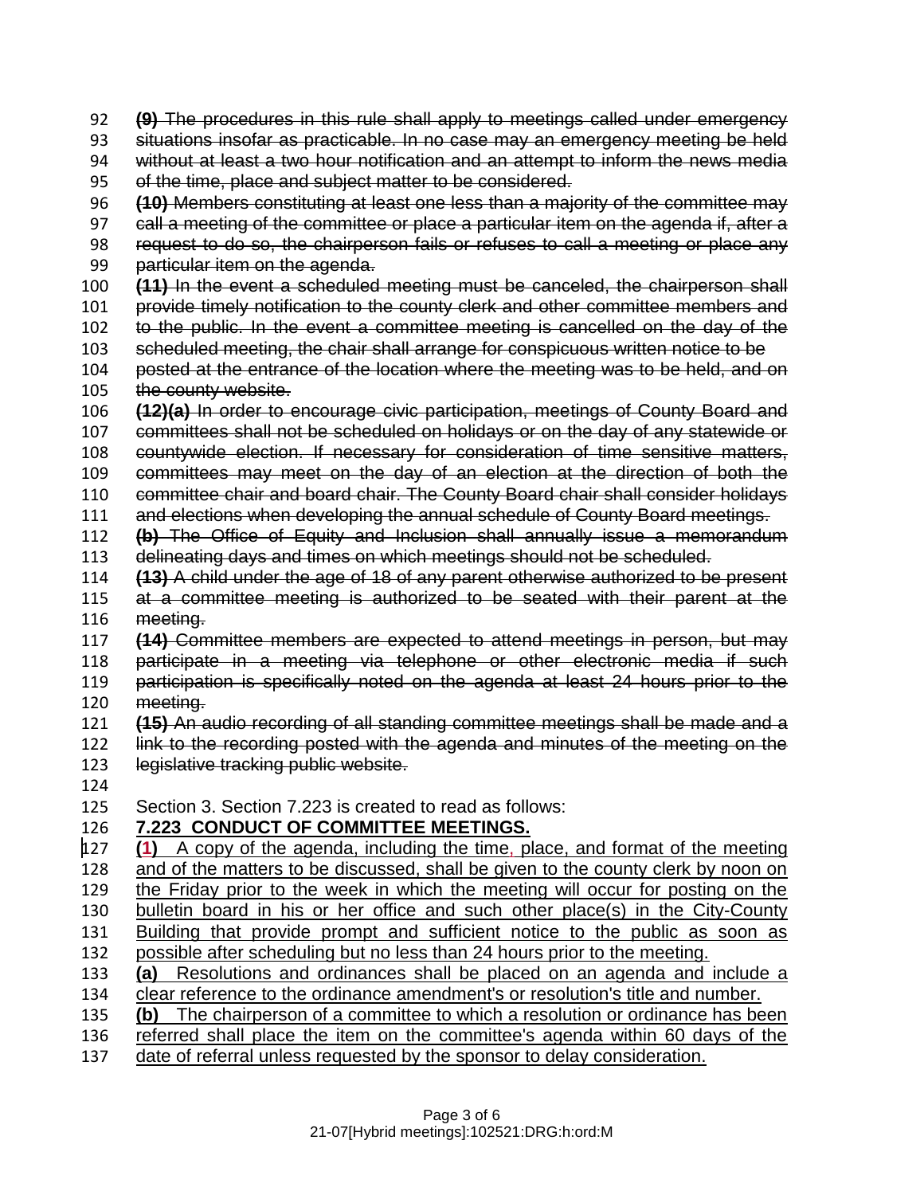~~**(9)** The procedures in this rule shall apply to meetings called under emergency situations insofar as practicable. In no case may an emergency meeting be held without at least a two hour notification and an attempt to inform the news media of the time, place and subject matter to be considered.~~

~~**(10)** Members constituting at least one less than a majority of the committee may call a meeting of the committee or place a particular item on the agenda if, after a request to do so, the chairperson fails or refuses to call a meeting or place any particular item on the agenda.~~

~~**(11)** In the event a scheduled meeting must be canceled, the chairperson shall provide timely notification to the county clerk and other committee members and to the public. In the event a committee meeting is cancelled on the day of the scheduled meeting, the chair shall arrange for conspicuous written notice to be posted at the entrance of the location where the meeting was to be held, and on the county website.~~

~~**(12)(a)** In order to encourage civic participation, meetings of County Board and committees shall not be scheduled on holidays or on the day of any statewide or countywide election. If necessary for consideration of time sensitive matters, committees may meet on the day of an election at the direction of both the committee chair and board chair. The County Board chair shall consider holidays and elections when developing the annual schedule of County Board meetings.~~

~~**(b)** The Office of Equity and Inclusion shall annually issue a memorandum delineating days and times on which meetings should not be scheduled.~~

~~**(13)** A child under the age of 18 of any parent otherwise authorized to be present at a committee meeting is authorized to be seated with their parent at the meeting.~~

~~**(14)** Committee members are expected to attend meetings in person, but may participate in a meeting via telephone or other electronic media if such participation is specifically noted on the agenda at least 24 hours prior to the meeting.~~

~~**(15)** An audio recording of all standing committee meetings shall be made and a link to the recording posted with the agenda and minutes of the meeting on the legislative tracking public website.~~

Section 3. Section 7.223 is created to read as follows:

<u>**7.223 CONDUCT OF COMMITTEE MEETINGS.**</u>

<u>**(1)** A copy of the agenda, including the time, place, and format of the meeting and of the matters to be discussed, shall be given to the county clerk by noon on the Friday prior to the week in which the meeting will occur for posting on the bulletin board in his or her office and such other place(s) in the City-County Building that provide prompt and sufficient notice to the public as soon as possible after scheduling but no less than 24 hours prior to the meeting.</u>

<u>**(a)** Resolutions and ordinances shall be placed on an agenda and include a clear reference to the ordinance amendment's or resolution's title and number.</u>

<u>**(b)** The chairperson of a committee to which a resolution or ordinance has been referred shall place the item on the committee's agenda within 60 days of the date of referral unless requested by the sponsor to delay consideration.</u>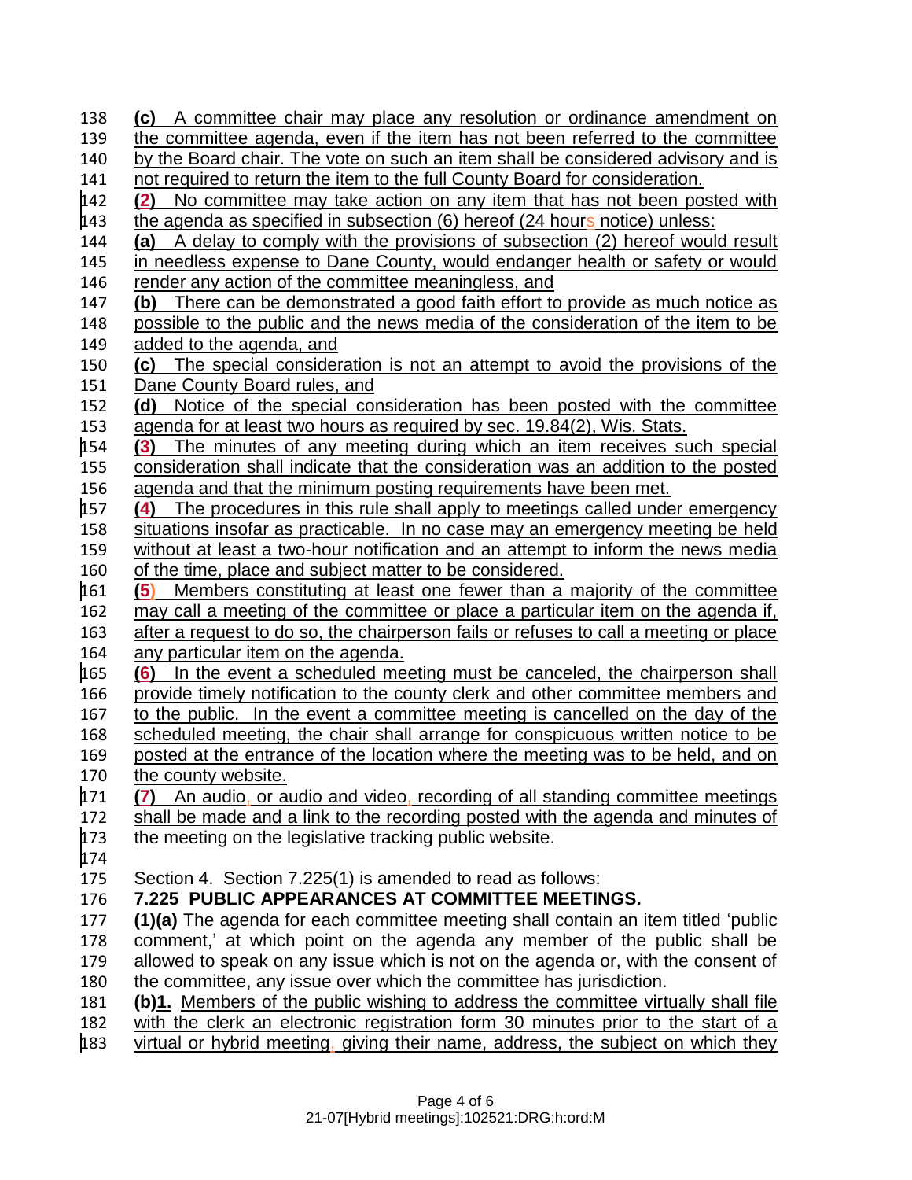**(c)** A committee chair may place any resolution or ordinance amendment on the committee agenda, even if the item has not been referred to the committee by the Board chair. The vote on such an item shall be considered advisory and is not required to return the item to the full County Board for consideration.

**(2)** No committee may take action on any item that has not been posted with the agenda as specified in subsection (6) hereof (24 hours notice) unless:

**(a)** A delay to comply with the provisions of subsection (2) hereof would result in needless expense to Dane County, would endanger health or safety or would render any action of the committee meaningless, and

**(b)** There can be demonstrated a good faith effort to provide as much notice as possible to the public and the news media of the consideration of the item to be added to the agenda, and

**(c)** The special consideration is not an attempt to avoid the provisions of the Dane County Board rules, and

**(d)** Notice of the special consideration has been posted with the committee agenda for at least two hours as required by sec. 19.84(2), Wis. Stats.

**(3)** The minutes of any meeting during which an item receives such special consideration shall indicate that the consideration was an addition to the posted agenda and that the minimum posting requirements have been met.

**(4)** The procedures in this rule shall apply to meetings called under emergency situations insofar as practicable. In no case may an emergency meeting be held without at least a two-hour notification and an attempt to inform the news media of the time, place and subject matter to be considered.

**(5)** Members constituting at least one fewer than a majority of the committee may call a meeting of the committee or place a particular item on the agenda if, after a request to do so, the chairperson fails or refuses to call a meeting or place any particular item on the agenda.

**(6)** In the event a scheduled meeting must be canceled, the chairperson shall provide timely notification to the county clerk and other committee members and to the public. In the event a committee meeting is cancelled on the day of the scheduled meeting, the chair shall arrange for conspicuous written notice to be posted at the entrance of the location where the meeting was to be held, and on the county website.

**(7)** An audio, or audio and video, recording of all standing committee meetings shall be made and a link to the recording posted with the agenda and minutes of the meeting on the legislative tracking public website.

Section 4. Section 7.225(1) is amended to read as follows:

**7.225 PUBLIC APPEARANCES AT COMMITTEE MEETINGS.**

**(1)(a)** The agenda for each committee meeting shall contain an item titled 'public comment,' at which point on the agenda any member of the public shall be allowed to speak on any issue which is not on the agenda or, with the consent of the committee, any issue over which the committee has jurisdiction.

**(b)1.** Members of the public wishing to address the committee virtually shall file with the clerk an electronic registration form 30 minutes prior to the start of a virtual or hybrid meeting, giving their name, address, the subject on which they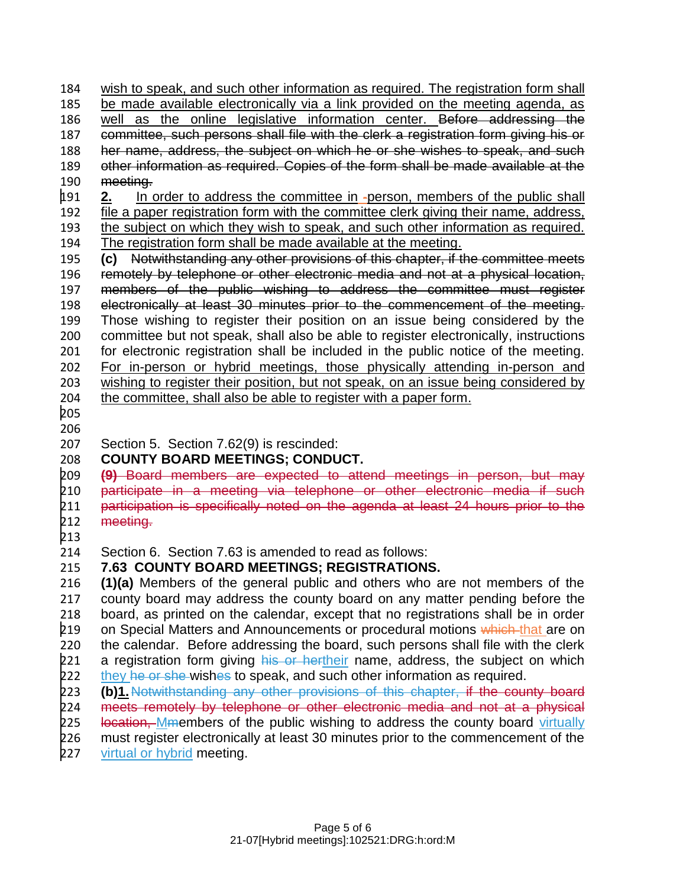wish to speak, and such other information as required. The registration form shall be made available electronically via a link provided on the meeting agenda, as well as the online legislative information center. ~~Before addressing the committee, such persons shall file with the clerk a registration form giving his or her name, address, the subject on which he or she wishes to speak, and such other information as required. Copies of the form shall be made available at the meeting.~~

**2.** In order to address the committee in ~~-~~person, members of the public shall file a paper registration form with the committee clerk giving their name, address, the subject on which they wish to speak, and such other information as required. The registration form shall be made available at the meeting.

**(c)** ~~Notwithstanding any other provisions of this chapter, if the committee meets remotely by telephone or other electronic media and not at a physical location, members of the public wishing to address the committee must register electronically at least 30 minutes prior to the commencement of the meeting.~~ Those wishing to register their position on an issue being considered by the committee but not speak, shall also be able to register electronically, instructions for electronic registration shall be included in the public notice of the meeting. For in-person or hybrid meetings, those physically attending in-person and wishing to register their position, but not speak, on an issue being considered by the committee, shall also be able to register with a paper form.

Section 5. Section 7.62(9) is rescinded:

**COUNTY BOARD MEETINGS; CONDUCT.**

~~**(9)** Board members are expected to attend meetings in person, but may participate in a meeting via telephone or other electronic media if such participation is specifically noted on the agenda at least 24 hours prior to the meeting.~~

Section 6. Section 7.63 is amended to read as follows:

**7.63 COUNTY BOARD MEETINGS; REGISTRATIONS.**

**(1)(a)** Members of the general public and others who are not members of the county board may address the county board on any matter pending before the board, as printed on the calendar, except that no registrations shall be in order on Special Matters and Announcements or procedural motions ~~which~~ that are on the calendar. Before addressing the board, such persons shall file with the clerk a registration form giving ~~his or her~~their name, address, the subject on which they ~~he or she~~ wish~~es~~ to speak, and such other information as required.

**(b)1.** ~~Notwithstanding any other provisions of this chapter, if the county board meets remotely by telephone or other electronic media and not at a physical location,~~ M~~m~~embers of the public wishing to address the county board virtually must register electronically at least 30 minutes prior to the commencement of the virtual or hybrid meeting.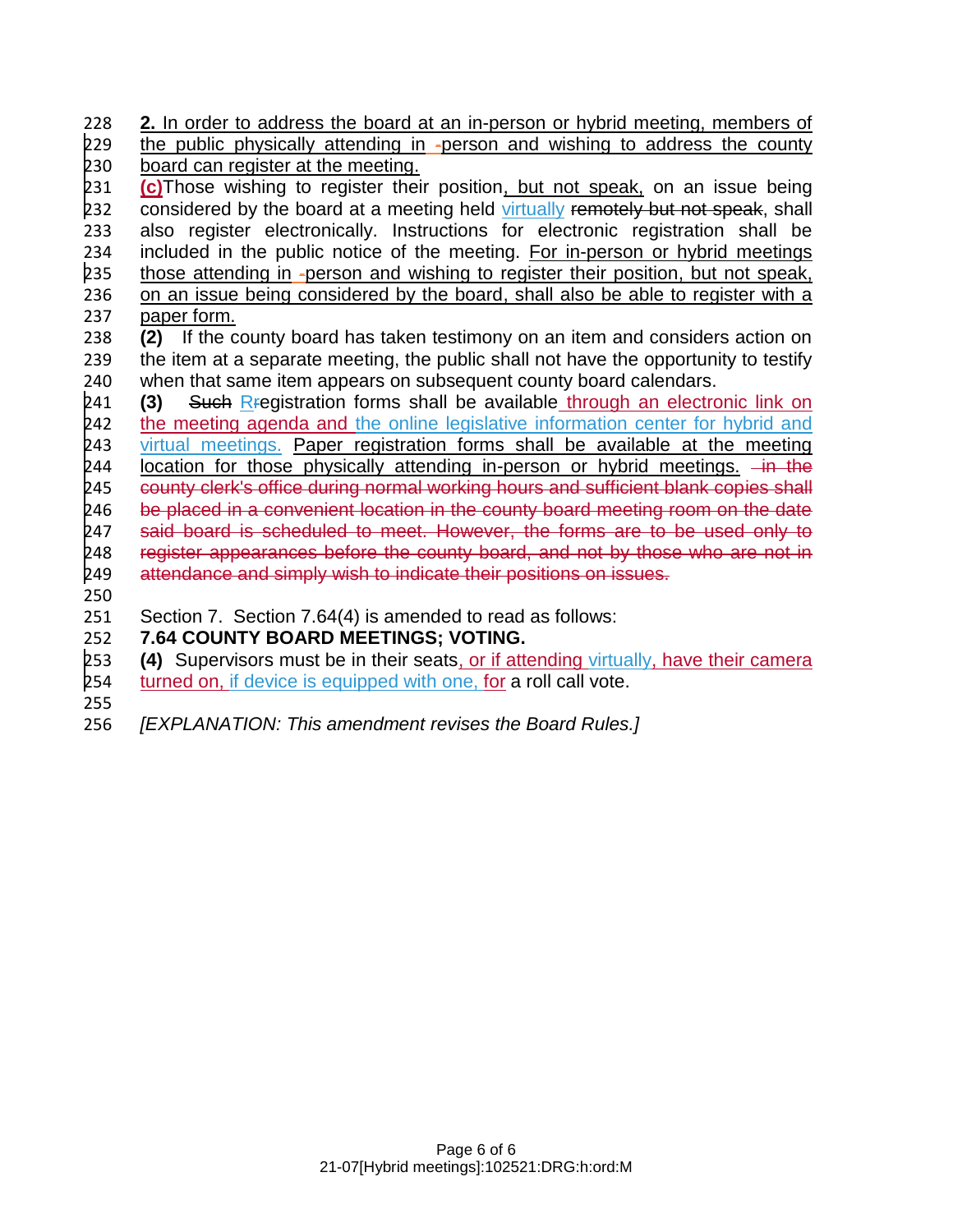**2.** In order to address the board at an in-person or hybrid meeting, members of the public physically attending in -person and wishing to address the county board can register at the meeting.

**(c)** Those wishing to register their position, but not speak, on an issue being considered by the board at a meeting held virtually ~~remotely but not speak~~, shall also register electronically. Instructions for electronic registration shall be included in the public notice of the meeting. For in-person or hybrid meetings those attending in -person and wishing to register their position, but not speak, on an issue being considered by the board, shall also be able to register with a paper form.

**(2)** If the county board has taken testimony on an item and considers action on the item at a separate meeting, the public shall not have the opportunity to testify when that same item appears on subsequent county board calendars.

**(3)** ~~Such~~ R~~r~~egistration forms shall be available through an electronic link on the meeting agenda and the online legislative information center for hybrid and virtual meetings. Paper registration forms shall be available at the meeting location for those physically attending in-person or hybrid meetings. ~~in the county clerk's office during normal working hours and sufficient blank copies shall be placed in a convenient location in the county board meeting room on the date said board is scheduled to meet. However, the forms are to be used only to register appearances before the county board, and not by those who are not in attendance and simply wish to indicate their positions on issues.~~

Section 7. Section 7.64(4) is amended to read as follows:

**7.64 COUNTY BOARD MEETINGS; VOTING.**

**(4)** Supervisors must be in their seats, or if attending virtually, have their camera turned on, if device is equipped with one, for a roll call vote.

*[EXPLANATION: This amendment revises the Board Rules.]*